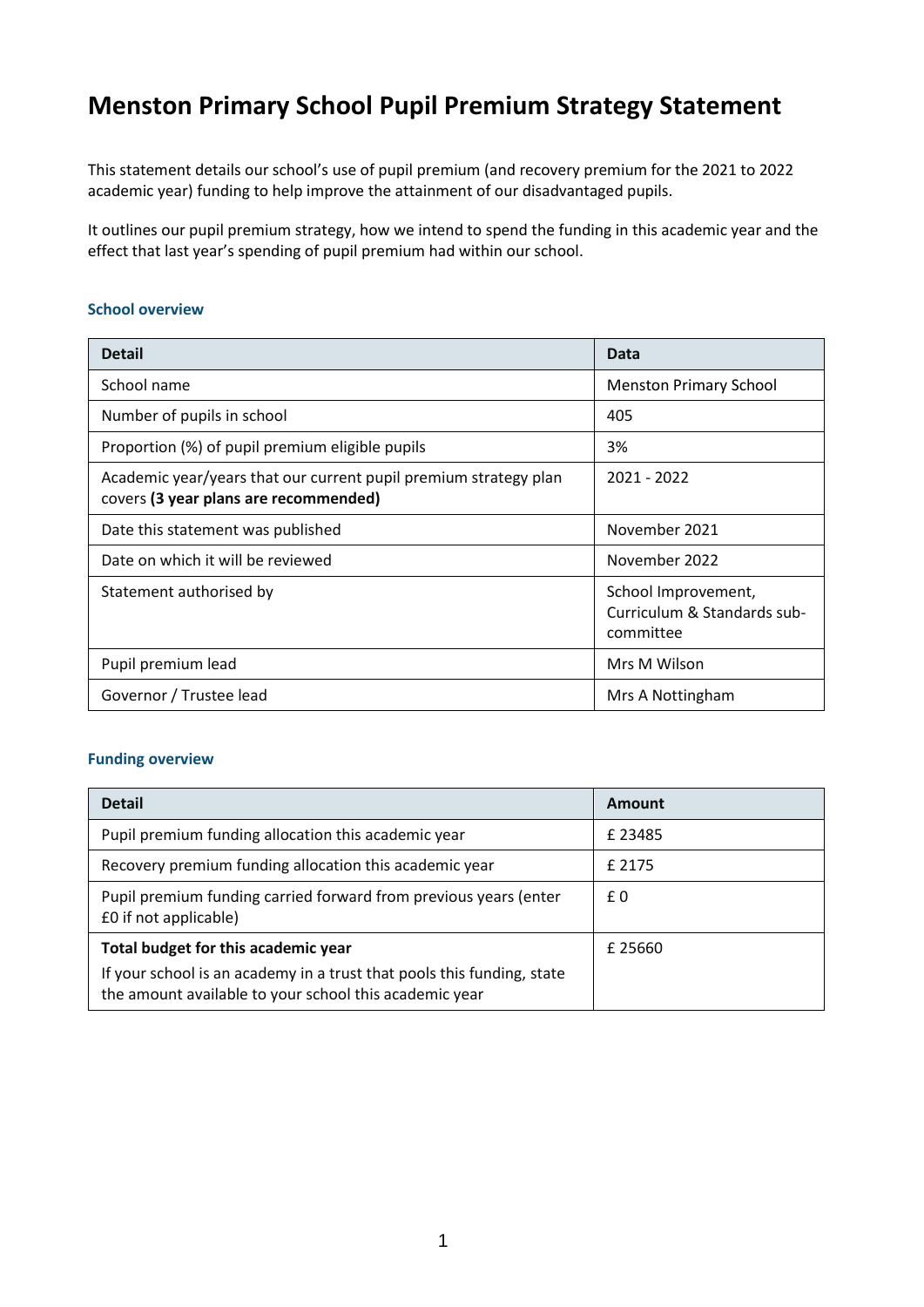# Menston Primary School Pupil Premium Strategy Statement

This statement details our school's use of pupil premium (and recovery premium for the 2021 to 2022 academic year) funding to help improve the attainment of our disadvantaged pupils.

It outlines our pupil premium strategy, how we intend to spend the funding in this academic year and the effect that last year's spending of pupil premium had within our school.

### School overview

| Detail | Data |
|---|---|
| School name | Menston Primary School |
| Number of pupils in school | 405 |
| Proportion (%) of pupil premium eligible pupils | 3% |
| Academic year/years that our current pupil premium strategy plan covers **(3 year plans are recommended)** | 2021 - 2022 |
| Date this statement was published | November 2021 |
| Date on which it will be reviewed | November 2022 |
| Statement authorised by | School Improvement, Curriculum & Standards sub-committee |
| Pupil premium lead | Mrs M Wilson |
| Governor / Trustee lead | Mrs A Nottingham |

### Funding overview

| Detail | Amount |
|---|---|
| Pupil premium funding allocation this academic year | £ 23485 |
| Recovery premium funding allocation this academic year | £ 2175 |
| Pupil premium funding carried forward from previous years (enter £0 if not applicable) | £ 0 |
| **Total budget for this academic year**<br>If your school is an academy in a trust that pools this funding, state the amount available to your school this academic year | £ 25660 |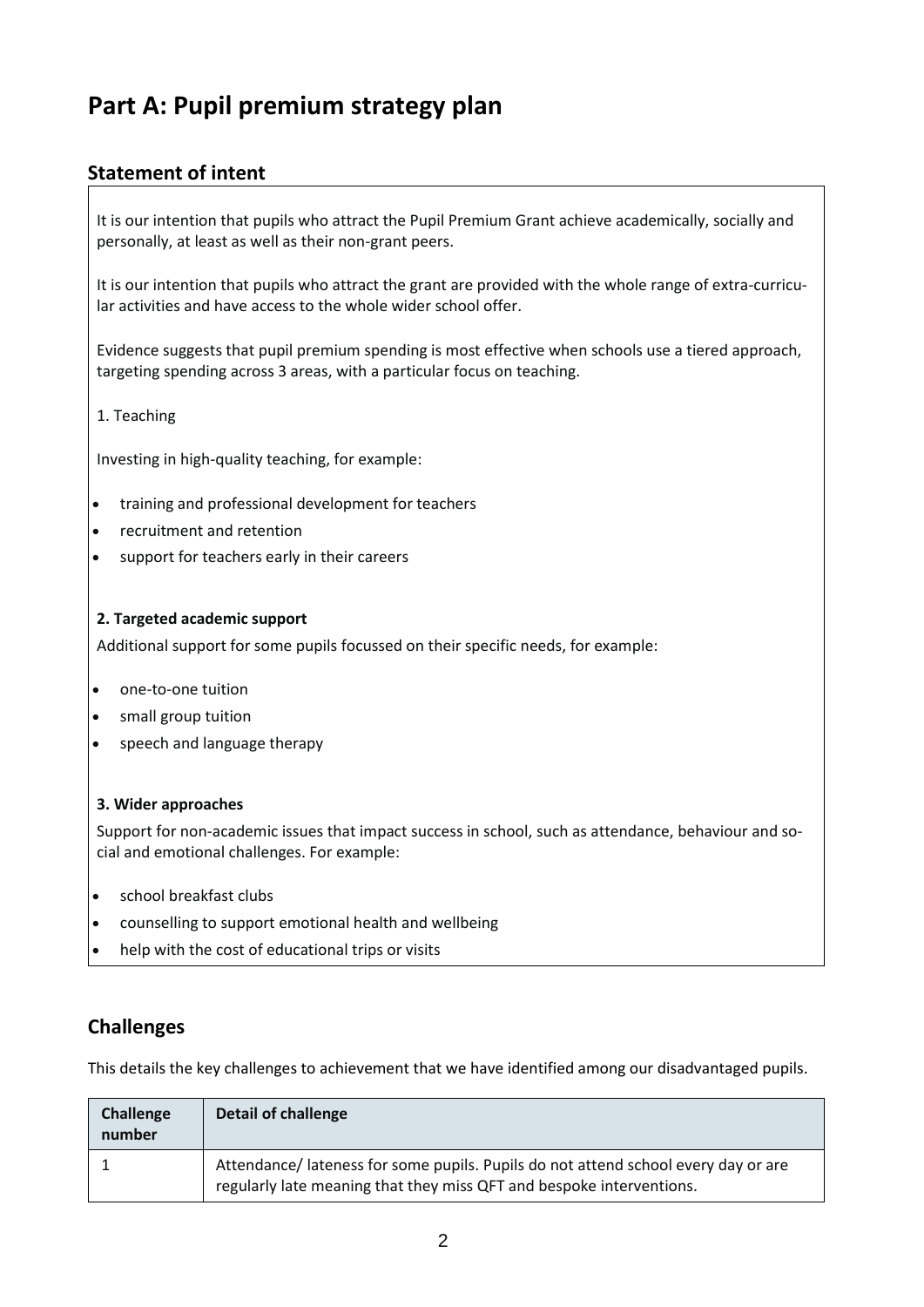# Part A: Pupil premium strategy plan

## Statement of intent

It is our intention that pupils who attract the Pupil Premium Grant achieve academically, socially and personally, at least as well as their non-grant peers.

It is our intention that pupils who attract the grant are provided with the whole range of extra-curricular activities and have access to the whole wider school offer.

Evidence suggests that pupil premium spending is most effective when schools use a tiered approach, targeting spending across 3 areas, with a particular focus on teaching.

1. Teaching

Investing in high-quality teaching, for example:

- training and professional development for teachers
- recruitment and retention
- support for teachers early in their careers

**2. Targeted academic support**

Additional support for some pupils focussed on their specific needs, for example:

- one-to-one tuition
- small group tuition
- speech and language therapy

**3. Wider approaches**

Support for non-academic issues that impact success in school, such as attendance, behaviour and social and emotional challenges. For example:

- school breakfast clubs
- counselling to support emotional health and wellbeing
- help with the cost of educational trips or visits

## Challenges

This details the key challenges to achievement that we have identified among our disadvantaged pupils.

| Challenge number | Detail of challenge |
|---|---|
| 1 | Attendance/ lateness for some pupils. Pupils do not attend school every day or are regularly late meaning that they miss QFT and bespoke interventions. |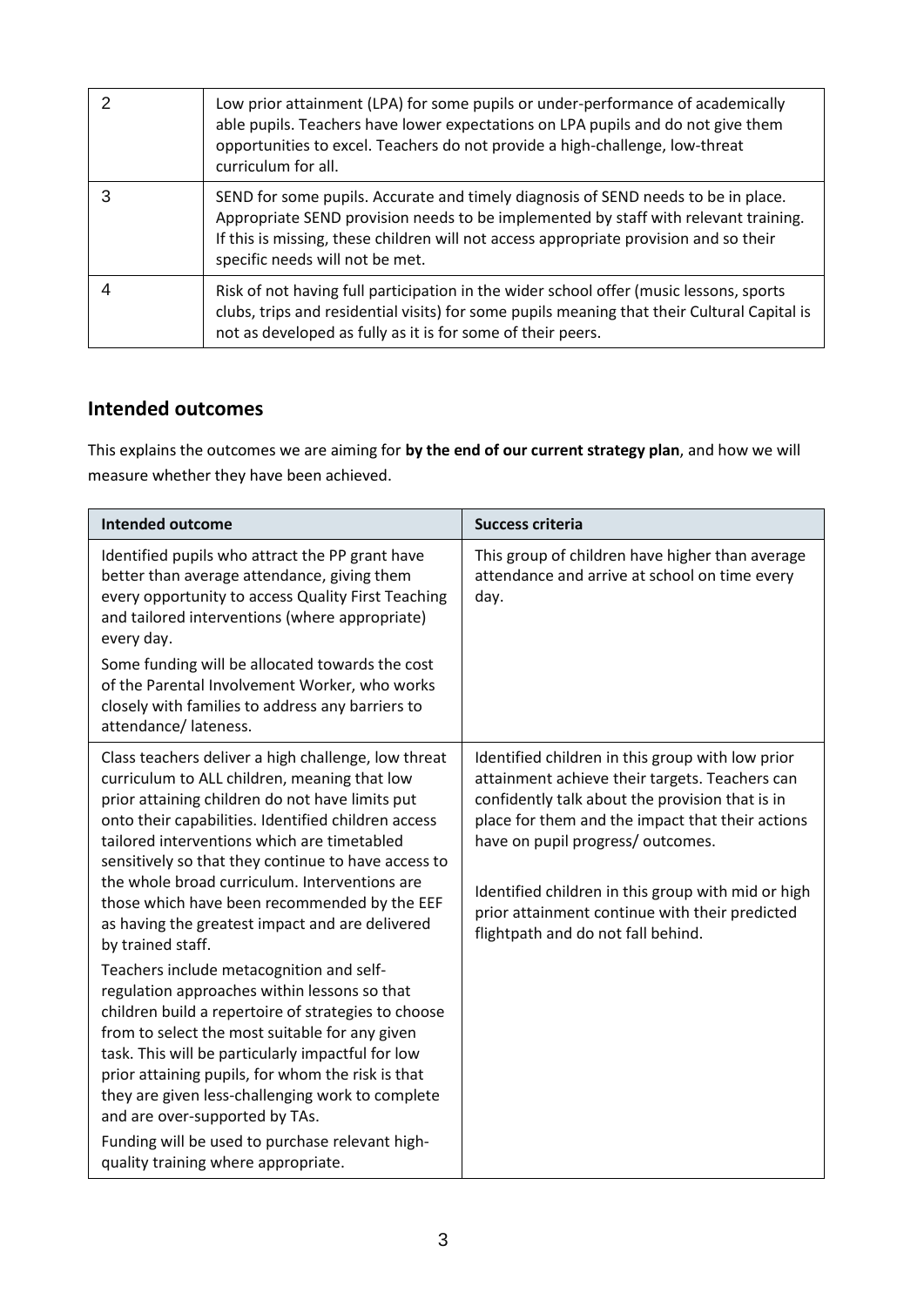| | |
|---|---|
| 2 | Low prior attainment (LPA) for some pupils or under-performance of academically able pupils. Teachers have lower expectations on LPA pupils and do not give them opportunities to excel. Teachers do not provide a high-challenge, low-threat curriculum for all. |
| 3 | SEND for some pupils. Accurate and timely diagnosis of SEND needs to be in place. Appropriate SEND provision needs to be implemented by staff with relevant training. If this is missing, these children will not access appropriate provision and so their specific needs will not be met. |
| 4 | Risk of not having full participation in the wider school offer (music lessons, sports clubs, trips and residential visits) for some pupils meaning that their Cultural Capital is not as developed as fully as it is for some of their peers. |

## Intended outcomes

This explains the outcomes we are aiming for **by the end of our current strategy plan**, and how we will measure whether they have been achieved.

| Intended outcome | Success criteria |
|---|---|
| Identified pupils who attract the PP grant have better than average attendance, giving them every opportunity to access Quality First Teaching and tailored interventions (where appropriate) every day.<br><br>Some funding will be allocated towards the cost of the Parental Involvement Worker, who works closely with families to address any barriers to attendance/ lateness. | This group of children have higher than average attendance and arrive at school on time every day. |
| Class teachers deliver a high challenge, low threat curriculum to ALL children, meaning that low prior attaining children do not have limits put onto their capabilities. Identified children access tailored interventions which are timetabled sensitively so that they continue to have access to the whole broad curriculum. Interventions are those which have been recommended by the EEF as having the greatest impact and are delivered by trained staff.<br><br>Teachers include metacognition and self-regulation approaches within lessons so that children build a repertoire of strategies to choose from to select the most suitable for any given task. This will be particularly impactful for low prior attaining pupils, for whom the risk is that they are given less-challenging work to complete and are over-supported by TAs.<br><br>Funding will be used to purchase relevant high-quality training where appropriate. | Identified children in this group with low prior attainment achieve their targets. Teachers can confidently talk about the provision that is in place for them and the impact that their actions have on pupil progress/ outcomes.<br><br>Identified children in this group with mid or high prior attainment continue with their predicted flightpath and do not fall behind. |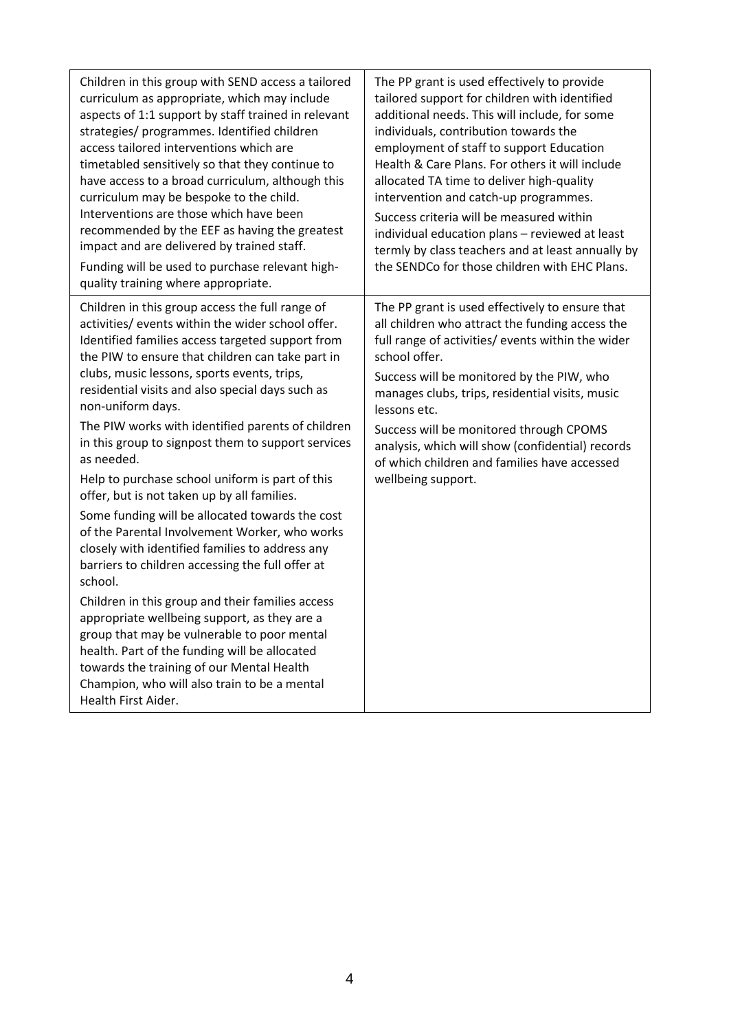| | |
|---|---|
| Children in this group with SEND access a tailored curriculum as appropriate, which may include aspects of 1:1 support by staff trained in relevant strategies/ programmes. Identified children access tailored interventions which are timetabled sensitively so that they continue to have access to a broad curriculum, although this curriculum may be bespoke to the child. Interventions are those which have been recommended by the EEF as having the greatest impact and are delivered by trained staff.<br><br>Funding will be used to purchase relevant high-quality training where appropriate. | The PP grant is used effectively to provide tailored support for children with identified additional needs. This will include, for some individuals, contribution towards the employment of staff to support Education Health & Care Plans. For others it will include allocated TA time to deliver high-quality intervention and catch-up programmes.<br><br>Success criteria will be measured within individual education plans – reviewed at least termly by class teachers and at least annually by the SENDCo for those children with EHC Plans. |
| Children in this group access the full range of activities/ events within the wider school offer. Identified families access targeted support from the PIW to ensure that children can take part in clubs, music lessons, sports events, trips, residential visits and also special days such as non-uniform days.<br><br>The PIW works with identified parents of children in this group to signpost them to support services as needed.<br><br>Help to purchase school uniform is part of this offer, but is not taken up by all families.<br><br>Some funding will be allocated towards the cost of the Parental Involvement Worker, who works closely with identified families to address any barriers to children accessing the full offer at school.<br><br>Children in this group and their families access appropriate wellbeing support, as they are a group that may be vulnerable to poor mental health. Part of the funding will be allocated towards the training of our Mental Health Champion, who will also train to be a mental Health First Aider. | The PP grant is used effectively to ensure that all children who attract the funding access the full range of activities/ events within the wider school offer.<br><br>Success will be monitored by the PIW, who manages clubs, trips, residential visits, music lessons etc.<br><br>Success will be monitored through CPOMS analysis, which will show (confidential) records of which children and families have accessed wellbeing support. |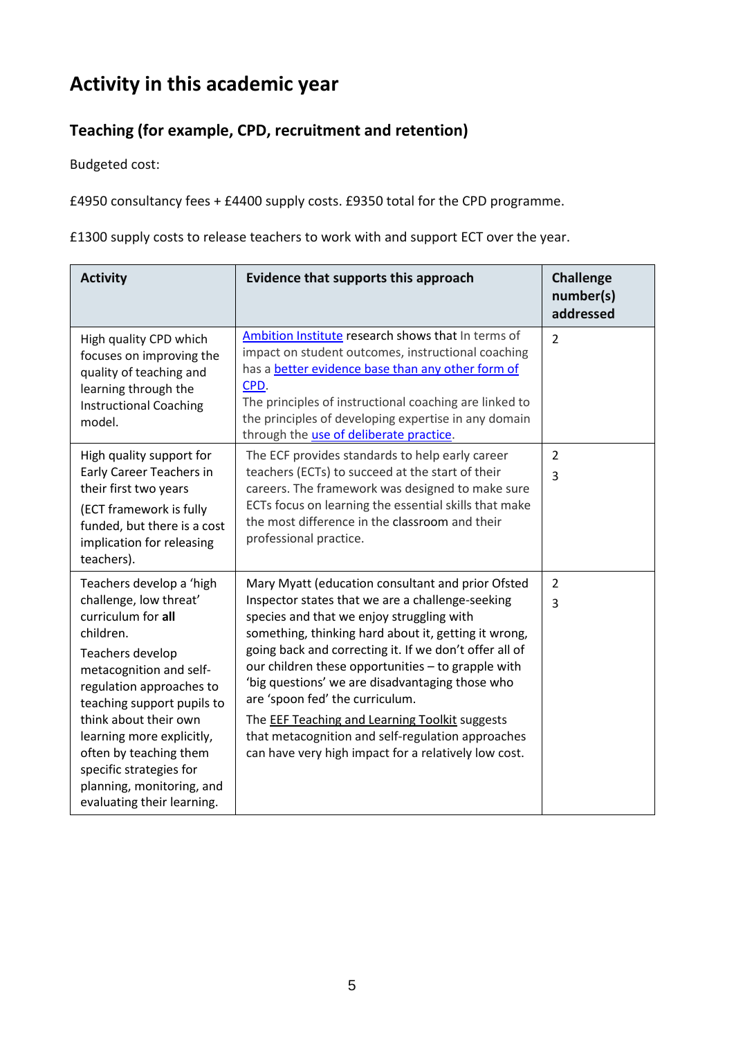# Activity in this academic year

## Teaching (for example, CPD, recruitment and retention)

Budgeted cost:

£4950 consultancy fees + £4400 supply costs. £9350 total for the CPD programme.

£1300 supply costs to release teachers to work with and support ECT over the year.

| Activity | Evidence that supports this approach | Challenge number(s) addressed |
|---|---|---|
| High quality CPD which focuses on improving the quality of teaching and learning through the Instructional Coaching model. | Ambition Institute research shows that In terms of impact on student outcomes, instructional coaching has a better evidence base than any other form of CPD.<br>The principles of instructional coaching are linked to the principles of developing expertise in any domain through the use of deliberate practice. | 2 |
| High quality support for Early Career Teachers in their first two years<br>(ECT framework is fully funded, but there is a cost implication for releasing teachers). | The ECF provides standards to help early career teachers (ECTs) to succeed at the start of their careers. The framework was designed to make sure ECTs focus on learning the essential skills that make the most difference in the classroom and their professional practice. | 2<br>3 |
| Teachers develop a 'high challenge, low threat' curriculum for **all** children.<br>Teachers develop metacognition and self-regulation approaches to teaching support pupils to think about their own learning more explicitly, often by teaching them specific strategies for planning, monitoring, and evaluating their learning. | Mary Myatt (education consultant and prior Ofsted Inspector states that we are a challenge-seeking species and that we enjoy struggling with something, thinking hard about it, getting it wrong, going back and correcting it. If we don't offer all of our children these opportunities – to grapple with 'big questions' we are disadvantaging those who are 'spoon fed' the curriculum.<br>The EEF Teaching and Learning Toolkit suggests that metacognition and self-regulation approaches can have very high impact for a relatively low cost. | 2<br>3 |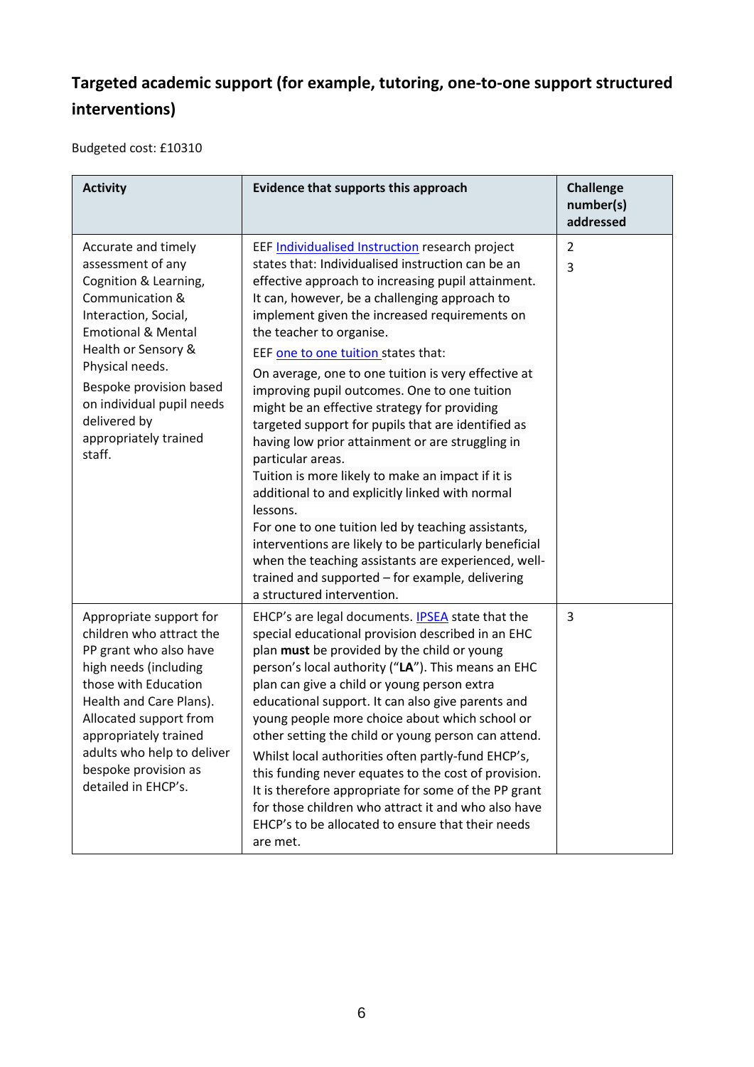## Targeted academic support (for example, tutoring, one-to-one support structured interventions)

Budgeted cost: £10310

| Activity | Evidence that supports this approach | Challenge number(s) addressed |
|---|---|---|
| Accurate and timely assessment of any Cognition & Learning, Communication & Interaction, Social, Emotional & Mental Health or Sensory & Physical needs.<br><br>Bespoke provision based on individual pupil needs delivered by appropriately trained staff. | EEF Individualised Instruction research project states that: Individualised instruction can be an effective approach to increasing pupil attainment. It can, however, be a challenging approach to implement given the increased requirements on the teacher to organise.<br><br>EEF one to one tuition states that:<br><br>On average, one to one tuition is very effective at improving pupil outcomes. One to one tuition might be an effective strategy for providing targeted support for pupils that are identified as having low prior attainment or are struggling in particular areas.<br>Tuition is more likely to make an impact if it is additional to and explicitly linked with normal lessons.<br>For one to one tuition led by teaching assistants, interventions are likely to be particularly beneficial when the teaching assistants are experienced, well-trained and supported – for example, delivering a structured intervention. | 2<br>3 |
| Appropriate support for children who attract the PP grant who also have high needs (including those with Education Health and Care Plans). Allocated support from appropriately trained adults who help to deliver bespoke provision as detailed in EHCP's. | EHCP's are legal documents. IPSEA state that the special educational provision described in an EHC plan **must** be provided by the child or young person's local authority ("**LA**"). This means an EHC plan can give a child or young person extra educational support. It can also give parents and young people more choice about which school or other setting the child or young person can attend.<br><br>Whilst local authorities often partly-fund EHCP's, this funding never equates to the cost of provision. It is therefore appropriate for some of the PP grant for those children who attract it and who also have EHCP's to be allocated to ensure that their needs are met. | 3 |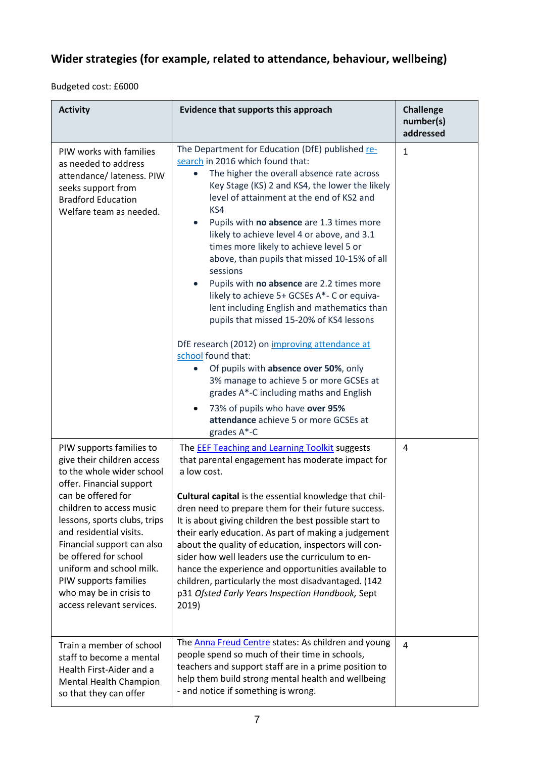## Wider strategies (for example, related to attendance, behaviour, wellbeing)

Budgeted cost: £6000

| Activity | Evidence that supports this approach | Challenge number(s) addressed |
|---|---|---|
| PIW works with families as needed to address attendance/ lateness. PIW seeks support from Bradford Education Welfare team as needed. | The Department for Education (DfE) published [research](#) in 2016 which found that:<br>• The higher the overall absence rate across Key Stage (KS) 2 and KS4, the lower the likely level of attainment at the end of KS2 and KS4<br>• Pupils with **no absence** are 1.3 times more likely to achieve level 4 or above, and 3.1 times more likely to achieve level 5 or above, than pupils that missed 10-15% of all sessions<br>• Pupils with **no absence** are 2.2 times more likely to achieve 5+ GCSEs A*- C or equivalent including English and mathematics than pupils that missed 15-20% of KS4 lessons<br><br>DfE research (2012) on [improving attendance at school](#) found that:<br>• Of pupils with **absence over 50%**, only 3% manage to achieve 5 or more GCSEs at grades A*-C including maths and English<br>• 73% of pupils who have **over 95% attendance** achieve 5 or more GCSEs at grades A*-C | 1 |
| PIW supports families to give their children access to the whole wider school offer. Financial support can be offered for children to access music lessons, sports clubs, trips and residential visits. Financial support can also be offered for school uniform and school milk. PIW supports families who may be in crisis to access relevant services. | The [EEF Teaching and Learning Toolkit](#) suggests that parental engagement has moderate impact for a low cost.<br><br>**Cultural capital** is the essential knowledge that children need to prepare them for their future success. It is about giving children the best possible start to their early education. As part of making a judgement about the quality of education, inspectors will consider how well leaders use the curriculum to enhance the experience and opportunities available to children, particularly the most disadvantaged. (142 p31 *Ofsted Early Years Inspection Handbook,* Sept 2019) | 4 |
| Train a member of school staff to become a mental Health First-Aider and a Mental Health Champion so that they can offer | The [Anna Freud Centre](#) states: As children and young people spend so much of their time in schools, teachers and support staff are in a prime position to help them build strong mental health and wellbeing - and notice if something is wrong. | 4 |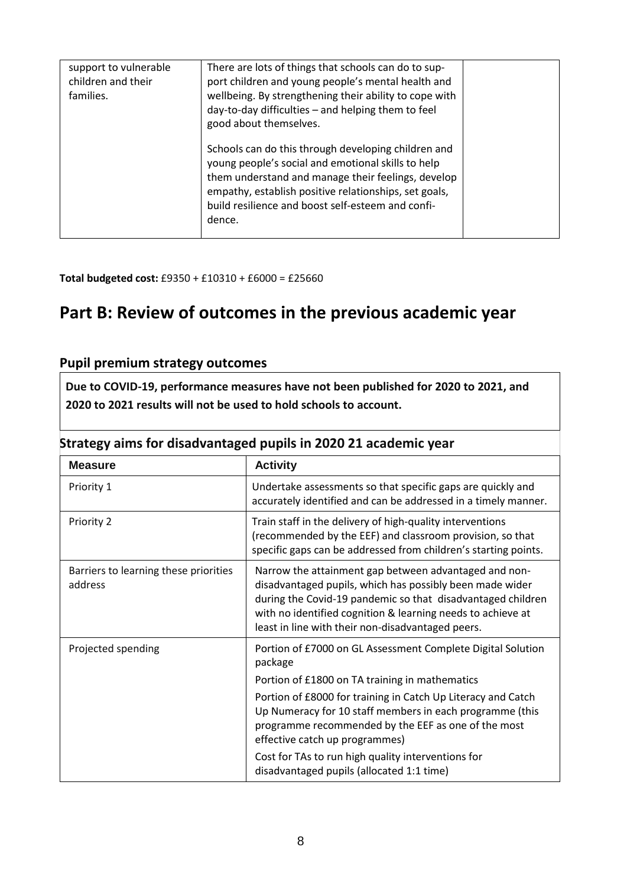| support to vulnerable children and their families. | There are lots of things that schools can do to support children and young people's mental health and wellbeing. By strengthening their ability to cope with day-to-day difficulties – and helping them to feel good about themselves.<br><br>Schools can do this through developing children and young people's social and emotional skills to help them understand and manage their feelings, develop empathy, establish positive relationships, set goals, build resilience and boost self-esteem and confidence. | |
|---|---|---|

**Total budgeted cost:** £9350 + £10310 + £6000 = £25660

# Part B: Review of outcomes in the previous academic year

## Pupil premium strategy outcomes

**Due to COVID-19, performance measures have not been published for 2020 to 2021, and 2020 to 2021 results will not be used to hold schools to account.**

## Strategy aims for disadvantaged pupils in 2020 21 academic year

| Measure | Activity |
|---|---|
| Priority 1 | Undertake assessments so that specific gaps are quickly and accurately identified and can be addressed in a timely manner. |
| Priority 2 | Train staff in the delivery of high-quality interventions (recommended by the EEF) and classroom provision, so that specific gaps can be addressed from children's starting points. |
| Barriers to learning these priorities address | Narrow the attainment gap between advantaged and non-disadvantaged pupils, which has possibly been made wider during the Covid-19 pandemic so that disadvantaged children with no identified cognition & learning needs to achieve at least in line with their non-disadvantaged peers. |
| Projected spending | Portion of £7000 on GL Assessment Complete Digital Solution package<br><br>Portion of £1800 on TA training in mathematics<br><br>Portion of £8000 for training in Catch Up Literacy and Catch Up Numeracy for 10 staff members in each programme (this programme recommended by the EEF as one of the most effective catch up programmes)<br><br>Cost for TAs to run high quality interventions for disadvantaged pupils (allocated 1:1 time) |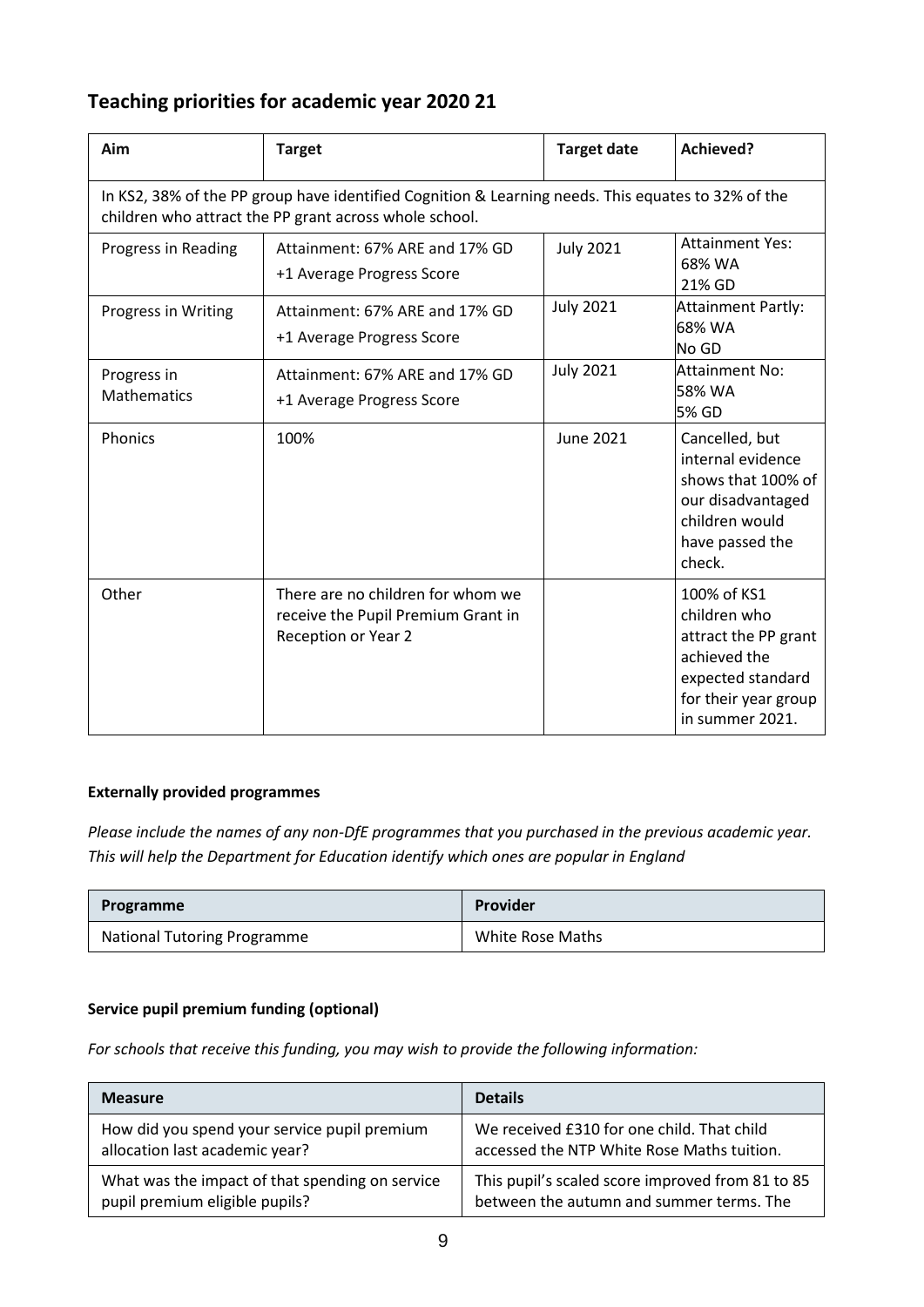## Teaching priorities for academic year 2020 21

| Aim | Target | Target date | Achieved? |
| --- | --- | --- | --- |
| In KS2, 38% of the PP group have identified Cognition & Learning needs. This equates to 32% of the children who attract the PP grant across whole school. | | | |
| Progress in Reading | Attainment: 67% ARE and 17% GD<br>+1 Average Progress Score | July 2021 | Attainment Yes:<br>68% WA<br>21% GD |
| Progress in Writing | Attainment: 67% ARE and 17% GD<br>+1 Average Progress Score | July 2021 | Attainment Partly:<br>68% WA<br>No GD |
| Progress in Mathematics | Attainment: 67% ARE and 17% GD<br>+1 Average Progress Score | July 2021 | Attainment No:<br>58% WA<br>5% GD |
| Phonics | 100% | June 2021 | Cancelled, but internal evidence shows that 100% of our disadvantaged children would have passed the check. |
| Other | There are no children for whom we receive the Pupil Premium Grant in Reception or Year 2 | | 100% of KS1 children who attract the PP grant achieved the expected standard for their year group in summer 2021. |

**Externally provided programmes**

*Please include the names of any non-DfE programmes that you purchased in the previous academic year. This will help the Department for Education identify which ones are popular in England*

| Programme | Provider |
| --- | --- |
| National Tutoring Programme | White Rose Maths |

**Service pupil premium funding (optional)**

*For schools that receive this funding, you may wish to provide the following information:*

| Measure | Details |
| --- | --- |
| How did you spend your service pupil premium allocation last academic year? | We received £310 for one child. That child accessed the NTP White Rose Maths tuition. |
| What was the impact of that spending on service pupil premium eligible pupils? | This pupil's scaled score improved from 81 to 85 between the autumn and summer terms. The |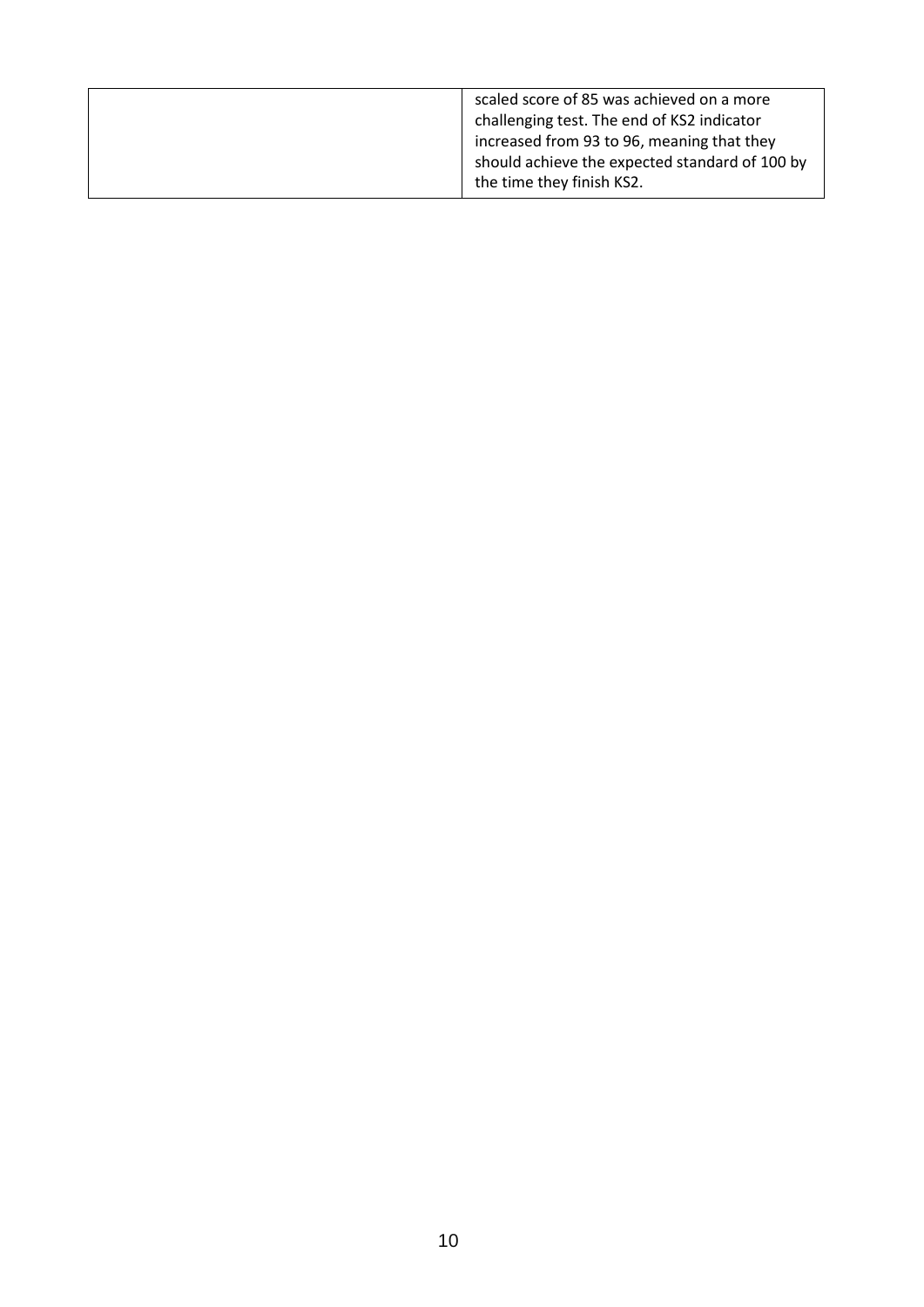| | |
|---|---|
| | scaled score of 85 was achieved on a more challenging test. The end of KS2 indicator increased from 93 to 96, meaning that they should achieve the expected standard of 100 by the time they finish KS2. |